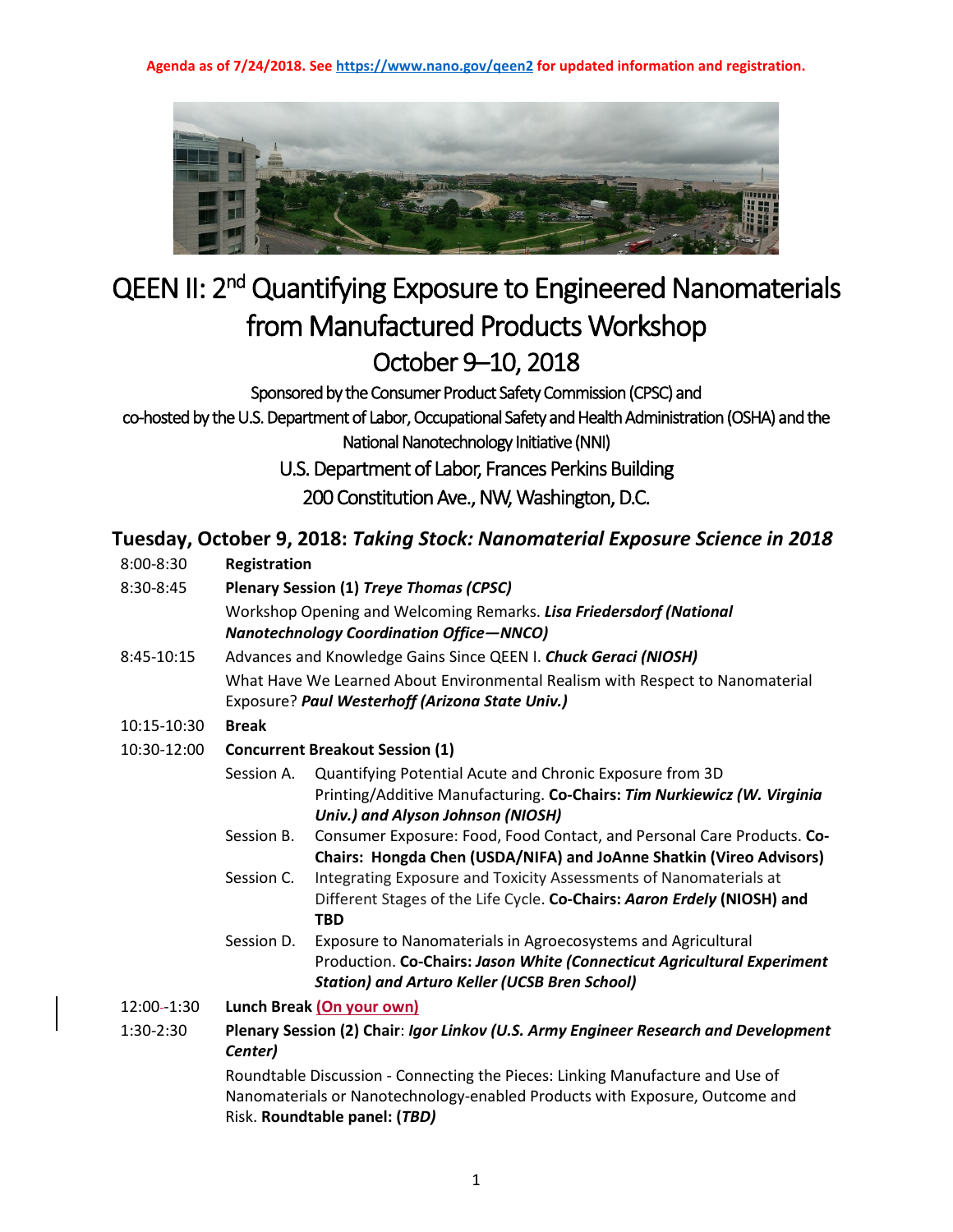**Agenda as of 7/24/2018. See https://www.nano.gov/qeen2 for updated information and registration.**

# QEEN II: 2nd Quantifying Exposure to Engineered Nanomaterials from Manufactured Products Workshop

## October 9–10, 2018

Sponsored by the Consumer Product Safety Commission (CPSC) and co-hosted by the U.S. Department of Labor, Occupational Safety and Health Administration (OSHA) and the National Nanotechnology Initiative (NNI)

U.S. Department of Labor, Frances Perkins Building

200 Constitution Ave., NW, Washington, D.C.

## Tuesday, October 9, 2018: *Taking Stock: Nanomaterial Exposure Science in 2018*

**8:00-8:30** **Registration**

**8:30-8:45** **Plenary Session (1) *Treye Thomas (CPSC)***

Workshop Opening and Welcoming Remarks. ***Lisa Friedersdorf (National Nanotechnology Coordination Office—NNCO)***

**8:45-10:15** Advances and Knowledge Gains Since QEEN I. ***Chuck Geraci (NIOSH)***

What Have We Learned About Environmental Realism with Respect to Nanomaterial Exposure? ***Paul Westerhoff (Arizona State Univ.)***

**10:15-10:30** **Break**

**10:30-12:00** **Concurrent Breakout Session (1)**

- Session A. Quantifying Potential Acute and Chronic Exposure from 3D Printing/Additive Manufacturing. **Co-Chairs: *Tim Nurkiewicz (W. Virginia Univ.) and Alyson Johnson (NIOSH)***
- Session B. Consumer Exposure: Food, Food Contact, and Personal Care Products. **Co-Chairs: Hongda Chen (USDA/NIFA) and JoAnne Shatkin (Vireo Advisors)**
- Session C. Integrating Exposure and Toxicity Assessments of Nanomaterials at Different Stages of the Life Cycle. **Co-Chairs: *Aaron Erdely* (NIOSH) and TBD**
- Session D. Exposure to Nanomaterials in Agroecosystems and Agricultural Production. **Co-Chairs: *Jason White (Connecticut Agricultural Experiment Station) and Arturo Keller (UCSB Bren School)***

**12:00--1:30** **Lunch Break (On your own)**

**1:30-2:30** **Plenary Session (2) Chair**: ***Igor Linkov (U.S. Army Engineer Research and Development Center)***

Roundtable Discussion - Connecting the Pieces: Linking Manufacture and Use of Nanomaterials or Nanotechnology-enabled Products with Exposure, Outcome and Risk. **Roundtable panel: (*TBD)***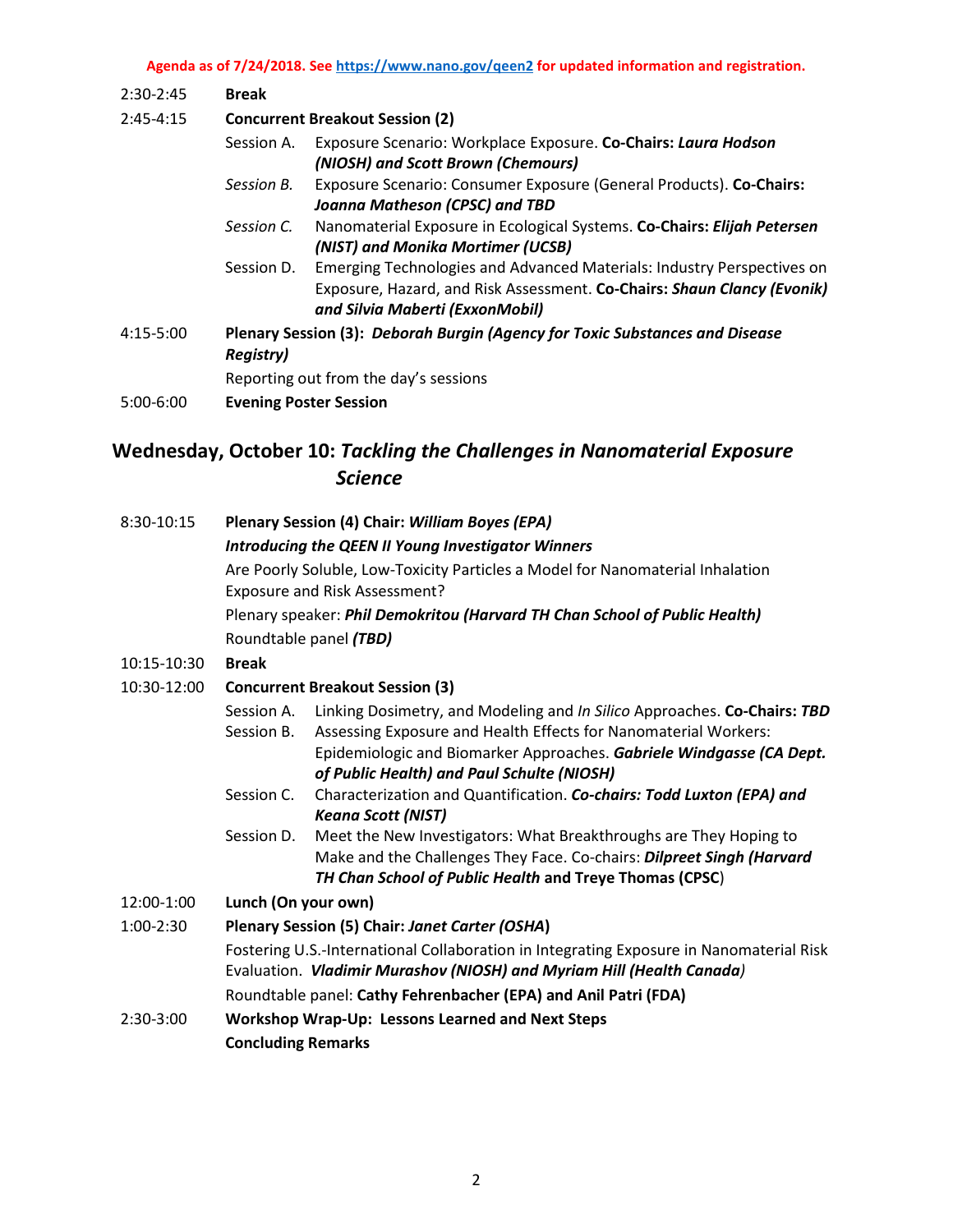**Agenda as of 7/24/2018. See https://www.nano.gov/qeen2 for updated information and registration.**

2:30-2:45 **Break**

2:45-4:15 **Concurrent Breakout Session (2)**

- Session A. Exposure Scenario: Workplace Exposure. **Co-Chairs:** ***Laura Hodson (NIOSH) and Scott Brown (Chemours)***
- *Session B.* Exposure Scenario: Consumer Exposure (General Products). **Co-Chairs:** ***Joanna Matheson (CPSC) and TBD***
- *Session C.* Nanomaterial Exposure in Ecological Systems. **Co-Chairs:** ***Elijah Petersen (NIST) and Monika Mortimer (UCSB)***
- Session D. Emerging Technologies and Advanced Materials: Industry Perspectives on Exposure, Hazard, and Risk Assessment. **Co-Chairs:** ***Shaun Clancy (Evonik) and Silvia Maberti (ExxonMobil)***

4:15-5:00 **Plenary Session (3):** ***Deborah Burgin (Agency for Toxic Substances and Disease Registry)***

Reporting out from the day's sessions

5:00-6:00 **Evening Poster Session**

## Wednesday, October 10: *Tackling the Challenges in Nanomaterial Exposure Science*

8:30-10:15 **Plenary Session (4) Chair:** ***William Boyes (EPA)***

***Introducing the QEEN II Young Investigator Winners***

Are Poorly Soluble, Low-Toxicity Particles a Model for Nanomaterial Inhalation Exposure and Risk Assessment?

Plenary speaker: ***Phil Demokritou (Harvard TH Chan School of Public Health)***

Roundtable panel ***(TBD)***

10:15-10:30 **Break**

10:30-12:00 **Concurrent Breakout Session (3)**

- Session A. Linking Dosimetry, and Modeling and *In Silico* Approaches. **Co-Chairs:** ***TBD***
- Session B. Assessing Exposure and Health Effects for Nanomaterial Workers: Epidemiologic and Biomarker Approaches. ***Gabriele Windgasse (CA Dept. of Public Health) and Paul Schulte (NIOSH)***
- Session C. Characterization and Quantification. ***Co-chairs: Todd Luxton (EPA) and Keana Scott (NIST)***
- Session D. Meet the New Investigators: What Breakthroughs are They Hoping to Make and the Challenges They Face. Co-chairs: ***Dilpreet Singh (Harvard TH Chan School of Public Health*** **and Treye Thomas (CPSC**)

12:00-1:00 **Lunch (On your own)**

1:00-2:30 **Plenary Session (5) Chair:** ***Janet Carter*** **(OSHA)**

Fostering U.S.-International Collaboration in Integrating Exposure in Nanomaterial Risk Evaluation. ***Vladimir Murashov (NIOSH) and Myriam Hill (Health Canada)***

Roundtable panel: **Cathy Fehrenbacher (EPA) and Anil Patri (FDA)**

2:30-3:00 **Workshop Wrap-Up: Lessons Learned and Next Steps**

**Concluding Remarks**